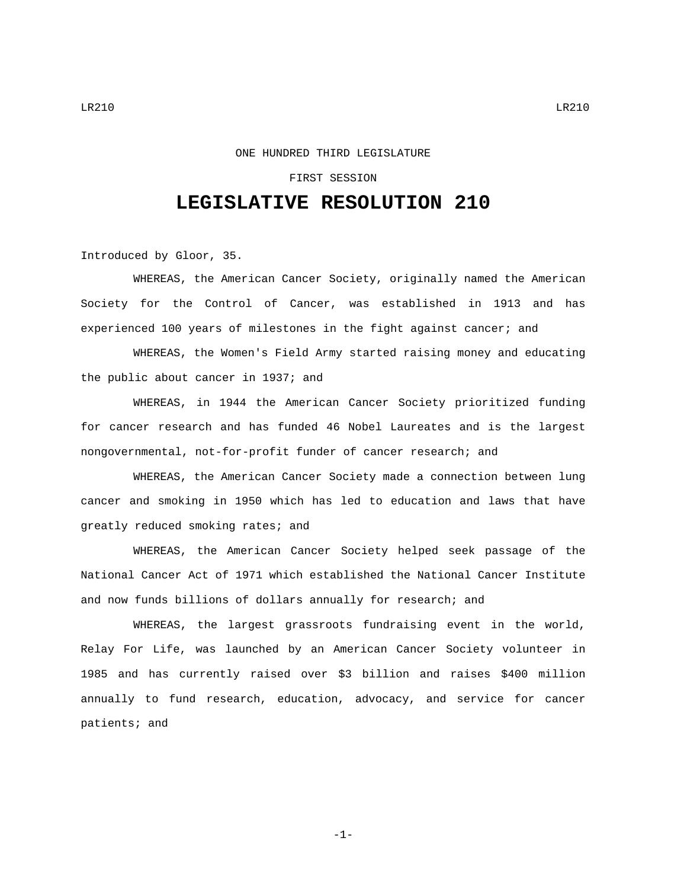ONE HUNDRED THIRD LEGISLATURE

FIRST SESSION

# LEGISLATIVE RESOLUTION 210

Introduced by Gloor, 35.

WHEREAS, the American Cancer Society, originally named the American Society for the Control of Cancer, was established in 1913 and has experienced 100 years of milestones in the fight against cancer; and

WHEREAS, the Women's Field Army started raising money and educating the public about cancer in 1937; and

WHEREAS, in 1944 the American Cancer Society prioritized funding for cancer research and has funded 46 Nobel Laureates and is the largest nongovernmental, not-for-profit funder of cancer research; and

WHEREAS, the American Cancer Society made a connection between lung cancer and smoking in 1950 which has led to education and laws that have greatly reduced smoking rates; and

WHEREAS, the American Cancer Society helped seek passage of the National Cancer Act of 1971 which established the National Cancer Institute and now funds billions of dollars annually for research; and

WHEREAS, the largest grassroots fundraising event in the world, Relay For Life, was launched by an American Cancer Society volunteer in 1985 and has currently raised over $3 billion and raises $400 million annually to fund research, education, advocacy, and service for cancer patients; and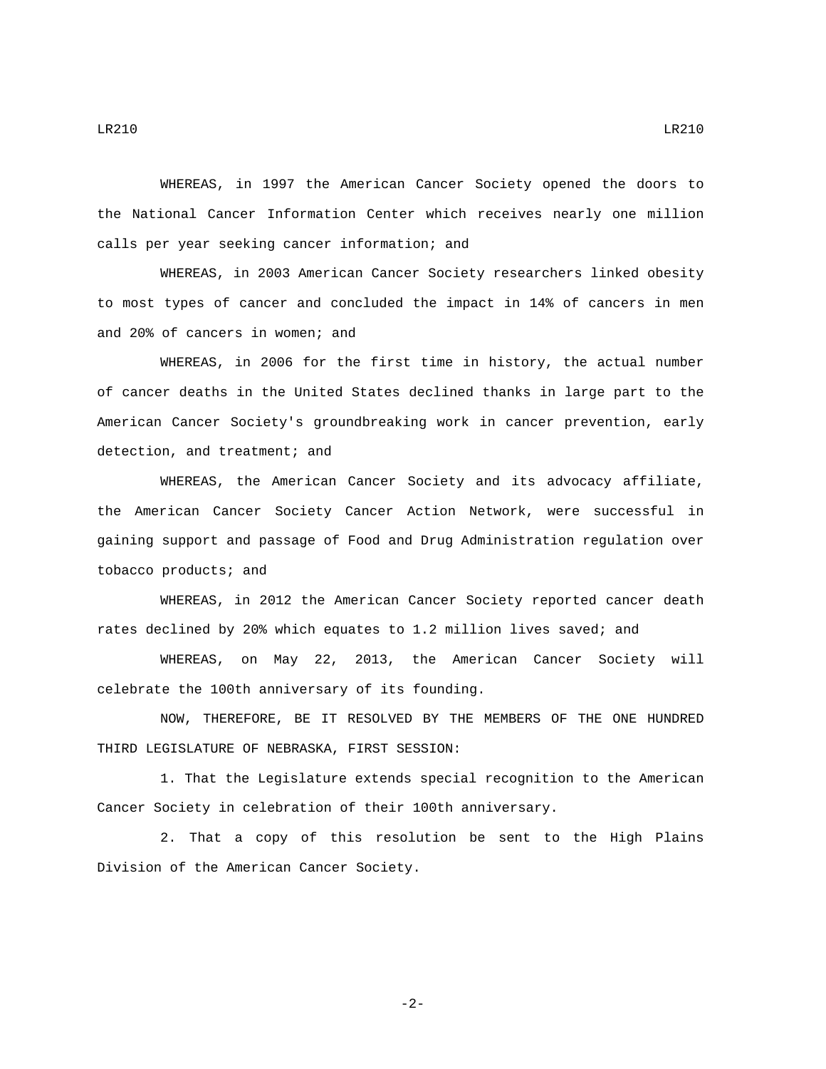WHEREAS, in 1997 the American Cancer Society opened the doors to the National Cancer Information Center which receives nearly one million calls per year seeking cancer information; and

WHEREAS, in 2003 American Cancer Society researchers linked obesity to most types of cancer and concluded the impact in 14% of cancers in men and 20% of cancers in women; and

WHEREAS, in 2006 for the first time in history, the actual number of cancer deaths in the United States declined thanks in large part to the American Cancer Society's groundbreaking work in cancer prevention, early detection, and treatment; and

WHEREAS, the American Cancer Society and its advocacy affiliate, the American Cancer Society Cancer Action Network, were successful in gaining support and passage of Food and Drug Administration regulation over tobacco products; and

WHEREAS, in 2012 the American Cancer Society reported cancer death rates declined by 20% which equates to 1.2 million lives saved; and

WHEREAS, on May 22, 2013, the American Cancer Society will celebrate the 100th anniversary of its founding.

NOW, THEREFORE, BE IT RESOLVED BY THE MEMBERS OF THE ONE HUNDRED THIRD LEGISLATURE OF NEBRASKA, FIRST SESSION:

1. That the Legislature extends special recognition to the American Cancer Society in celebration of their 100th anniversary.

2. That a copy of this resolution be sent to the High Plains Division of the American Cancer Society.